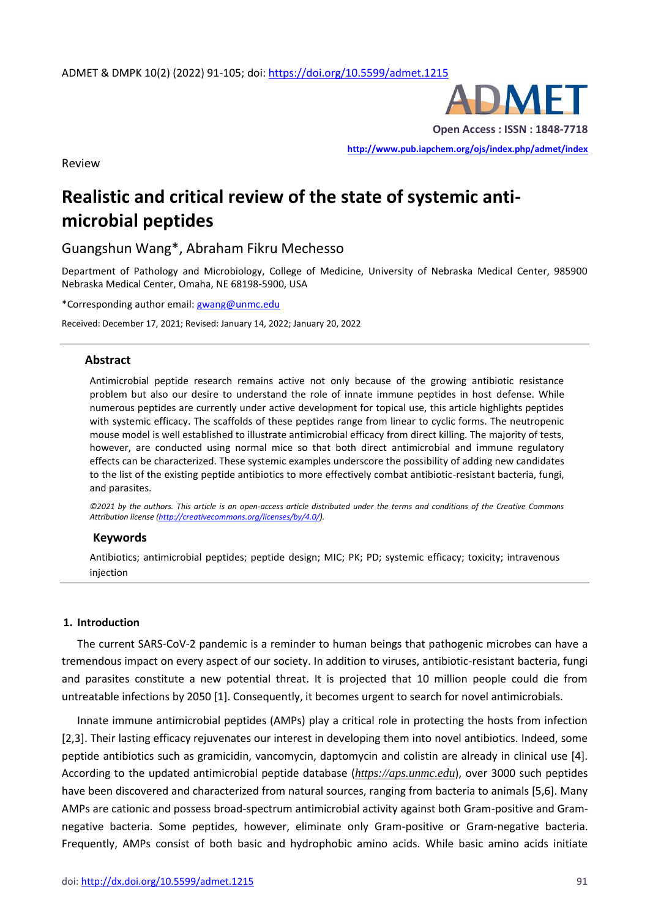Review

# Realistic and critical review of the state of systemic antimicrobial peptides

Guangshun Wang*, Abraham Fikru Mechesso

Department of Pathology and Microbiology, College of Medicine, University of Nebraska Medical Center, 985900 Nebraska Medical Center, Omaha, NE 68198-5900, USA

*Corresponding author email: gwang@unmc.edu

Received: December 17, 2021; Revised: January 14, 2022; January 20, 2022

## Abstract

Antimicrobial peptide research remains active not only because of the growing antibiotic resistance problem but also our desire to understand the role of innate immune peptides in host defense. While numerous peptides are currently under active development for topical use, this article highlights peptides with systemic efficacy. The scaffolds of these peptides range from linear to cyclic forms. The neutropenic mouse model is well established to illustrate antimicrobial efficacy from direct killing. The majority of tests, however, are conducted using normal mice so that both direct antimicrobial and immune regulatory effects can be characterized. These systemic examples underscore the possibility of adding new candidates to the list of the existing peptide antibiotics to more effectively combat antibiotic-resistant bacteria, fungi, and parasites.

*©2021 by the authors. This article is an open-access article distributed under the terms and conditions of the Creative Commons Attribution license (http://creativecommons.org/licenses/by/4.0/).*

### Keywords

Antibiotics; antimicrobial peptides; peptide design; MIC; PK; PD; systemic efficacy; toxicity; intravenous injection

## 1. Introduction

The current SARS-CoV-2 pandemic is a reminder to human beings that pathogenic microbes can have a tremendous impact on every aspect of our society. In addition to viruses, antibiotic-resistant bacteria, fungi and parasites constitute a new potential threat. It is projected that 10 million people could die from untreatable infections by 2050 [1]. Consequently, it becomes urgent to search for novel antimicrobials.

Innate immune antimicrobial peptides (AMPs) play a critical role in protecting the hosts from infection [2,3]. Their lasting efficacy rejuvenates our interest in developing them into novel antibiotics. Indeed, some peptide antibiotics such as gramicidin, vancomycin, daptomycin and colistin are already in clinical use [4]. According to the updated antimicrobial peptide database (*https://aps.unmc.edu*), over 3000 such peptides have been discovered and characterized from natural sources, ranging from bacteria to animals [5,6]. Many AMPs are cationic and possess broad-spectrum antimicrobial activity against both Gram-positive and Gram-negative bacteria. Some peptides, however, eliminate only Gram-positive or Gram-negative bacteria. Frequently, AMPs consist of both basic and hydrophobic amino acids. While basic amino acids initiate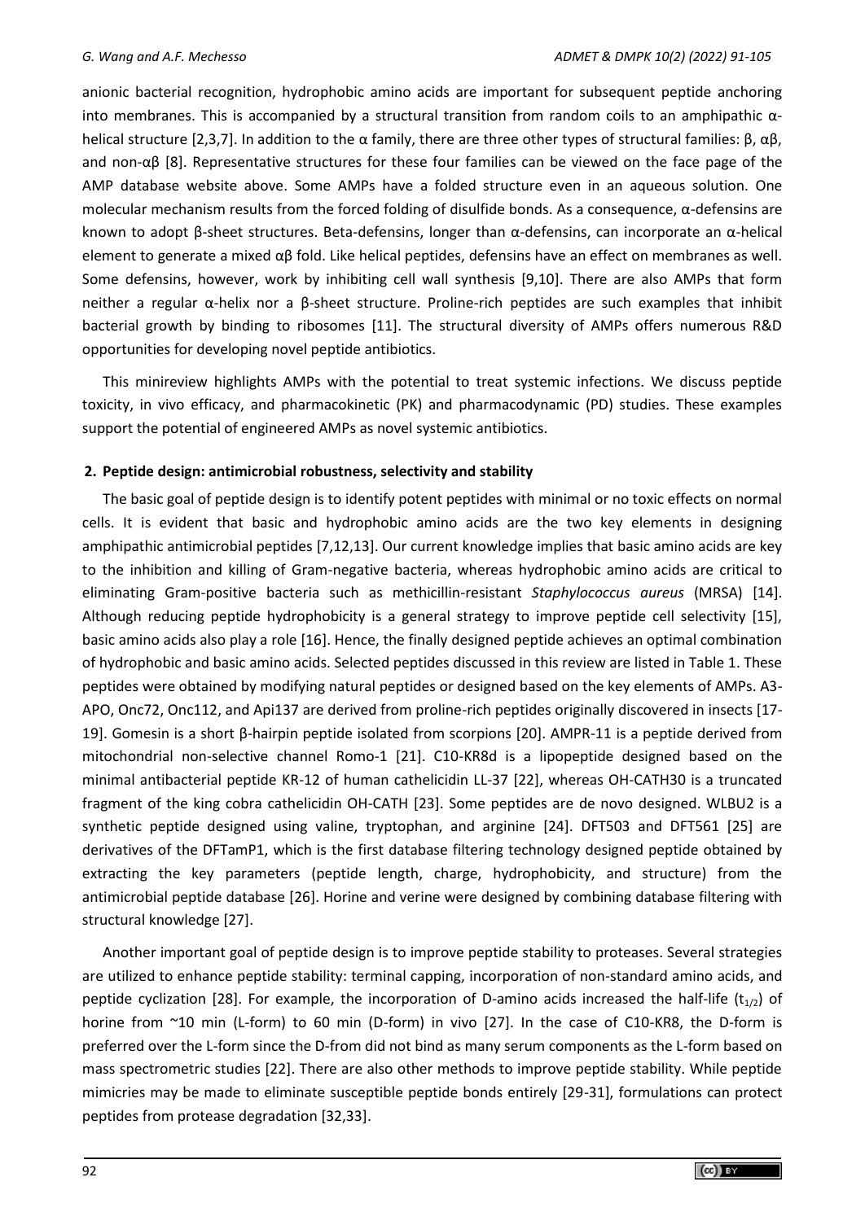anionic bacterial recognition, hydrophobic amino acids are important for subsequent peptide anchoring into membranes. This is accompanied by a structural transition from random coils to an amphipathic α-helical structure [2,3,7]. In addition to the α family, there are three other types of structural families: β, αβ, and non-αβ [8]. Representative structures for these four families can be viewed on the face page of the AMP database website above. Some AMPs have a folded structure even in an aqueous solution. One molecular mechanism results from the forced folding of disulfide bonds. As a consequence, α-defensins are known to adopt β-sheet structures. Beta-defensins, longer than α-defensins, can incorporate an α-helical element to generate a mixed αβ fold. Like helical peptides, defensins have an effect on membranes as well. Some defensins, however, work by inhibiting cell wall synthesis [9,10]. There are also AMPs that form neither a regular α-helix nor a β-sheet structure. Proline-rich peptides are such examples that inhibit bacterial growth by binding to ribosomes [11]. The structural diversity of AMPs offers numerous R&D opportunities for developing novel peptide antibiotics.

This minireview highlights AMPs with the potential to treat systemic infections. We discuss peptide toxicity, in vivo efficacy, and pharmacokinetic (PK) and pharmacodynamic (PD) studies. These examples support the potential of engineered AMPs as novel systemic antibiotics.

## 2. Peptide design: antimicrobial robustness, selectivity and stability

The basic goal of peptide design is to identify potent peptides with minimal or no toxic effects on normal cells. It is evident that basic and hydrophobic amino acids are the two key elements in designing amphipathic antimicrobial peptides [7,12,13]. Our current knowledge implies that basic amino acids are key to the inhibition and killing of Gram-negative bacteria, whereas hydrophobic amino acids are critical to eliminating Gram-positive bacteria such as methicillin-resistant *Staphylococcus aureus* (MRSA) [14]. Although reducing peptide hydrophobicity is a general strategy to improve peptide cell selectivity [15], basic amino acids also play a role [16]. Hence, the finally designed peptide achieves an optimal combination of hydrophobic and basic amino acids. Selected peptides discussed in this review are listed in Table 1. These peptides were obtained by modifying natural peptides or designed based on the key elements of AMPs. A3-APO, Onc72, Onc112, and Api137 are derived from proline-rich peptides originally discovered in insects [17-19]. Gomesin is a short β-hairpin peptide isolated from scorpions [20]. AMPR-11 is a peptide derived from mitochondrial non-selective channel Romo-1 [21]. C10-KR8d is a lipopeptide designed based on the minimal antibacterial peptide KR-12 of human cathelicidin LL-37 [22], whereas OH-CATH30 is a truncated fragment of the king cobra cathelicidin OH-CATH [23]. Some peptides are de novo designed. WLBU2 is a synthetic peptide designed using valine, tryptophan, and arginine [24]. DFT503 and DFT561 [25] are derivatives of the DFTamP1, which is the first database filtering technology designed peptide obtained by extracting the key parameters (peptide length, charge, hydrophobicity, and structure) from the antimicrobial peptide database [26]. Horine and verine were designed by combining database filtering with structural knowledge [27].

Another important goal of peptide design is to improve peptide stability to proteases. Several strategies are utilized to enhance peptide stability: terminal capping, incorporation of non-standard amino acids, and peptide cyclization [28]. For example, the incorporation of D-amino acids increased the half-life ($t_{1/2}$) of horine from ~10 min (L-form) to 60 min (D-form) in vivo [27]. In the case of C10-KR8, the D-form is preferred over the L-form since the D-from did not bind as many serum components as the L-form based on mass spectrometric studies [22]. There are also other methods to improve peptide stability. While peptide mimicries may be made to eliminate susceptible peptide bonds entirely [29-31], formulations can protect peptides from protease degradation [32,33].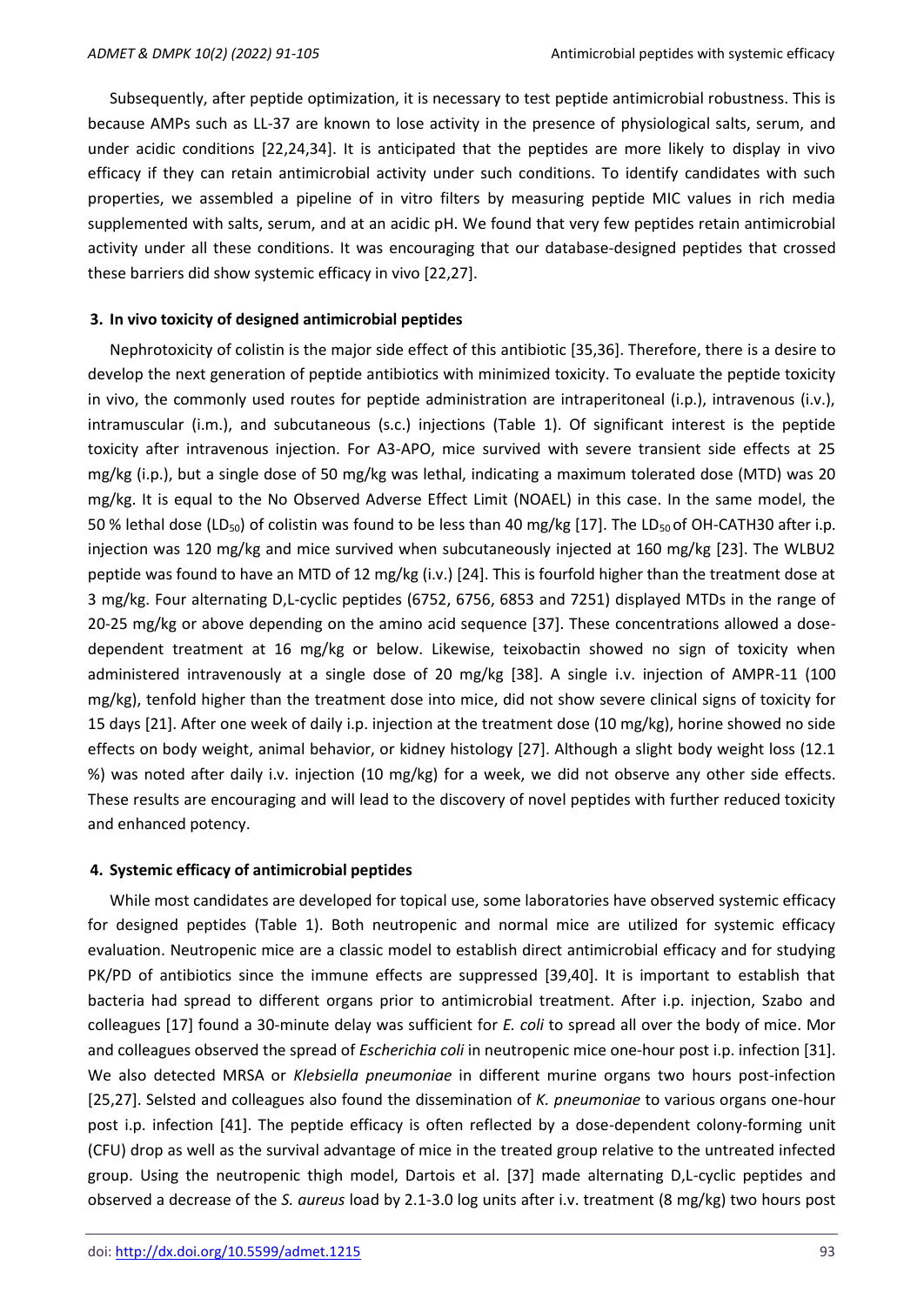Subsequently, after peptide optimization, it is necessary to test peptide antimicrobial robustness. This is because AMPs such as LL-37 are known to lose activity in the presence of physiological salts, serum, and under acidic conditions [22,24,34]. It is anticipated that the peptides are more likely to display in vivo efficacy if they can retain antimicrobial activity under such conditions. To identify candidates with such properties, we assembled a pipeline of in vitro filters by measuring peptide MIC values in rich media supplemented with salts, serum, and at an acidic pH. We found that very few peptides retain antimicrobial activity under all these conditions. It was encouraging that our database-designed peptides that crossed these barriers did show systemic efficacy in vivo [22,27].

## 3. In vivo toxicity of designed antimicrobial peptides

Nephrotoxicity of colistin is the major side effect of this antibiotic [35,36]. Therefore, there is a desire to develop the next generation of peptide antibiotics with minimized toxicity. To evaluate the peptide toxicity in vivo, the commonly used routes for peptide administration are intraperitoneal (i.p.), intravenous (i.v.), intramuscular (i.m.), and subcutaneous (s.c.) injections (Table 1). Of significant interest is the peptide toxicity after intravenous injection. For A3-APO, mice survived with severe transient side effects at 25 mg/kg (i.p.), but a single dose of 50 mg/kg was lethal, indicating a maximum tolerated dose (MTD) was 20 mg/kg. It is equal to the No Observed Adverse Effect Limit (NOAEL) in this case. In the same model, the 50 % lethal dose ($LD_{50}$) of colistin was found to be less than 40 mg/kg [17]. The $LD_{50}$ of OH-CATH30 after i.p. injection was 120 mg/kg and mice survived when subcutaneously injected at 160 mg/kg [23]. The WLBU2 peptide was found to have an MTD of 12 mg/kg (i.v.) [24]. This is fourfold higher than the treatment dose at 3 mg/kg. Four alternating D,L-cyclic peptides (6752, 6756, 6853 and 7251) displayed MTDs in the range of 20-25 mg/kg or above depending on the amino acid sequence [37]. These concentrations allowed a dose-dependent treatment at 16 mg/kg or below. Likewise, teixobactin showed no sign of toxicity when administered intravenously at a single dose of 20 mg/kg [38]. A single i.v. injection of AMPR-11 (100 mg/kg), tenfold higher than the treatment dose into mice, did not show severe clinical signs of toxicity for 15 days [21]. After one week of daily i.p. injection at the treatment dose (10 mg/kg), horine showed no side effects on body weight, animal behavior, or kidney histology [27]. Although a slight body weight loss (12.1 %) was noted after daily i.v. injection (10 mg/kg) for a week, we did not observe any other side effects. These results are encouraging and will lead to the discovery of novel peptides with further reduced toxicity and enhanced potency.

## 4. Systemic efficacy of antimicrobial peptides

While most candidates are developed for topical use, some laboratories have observed systemic efficacy for designed peptides (Table 1). Both neutropenic and normal mice are utilized for systemic efficacy evaluation. Neutropenic mice are a classic model to establish direct antimicrobial efficacy and for studying PK/PD of antibiotics since the immune effects are suppressed [39,40]. It is important to establish that bacteria had spread to different organs prior to antimicrobial treatment. After i.p. injection, Szabo and colleagues [17] found a 30-minute delay was sufficient for *E. coli* to spread all over the body of mice. Mor and colleagues observed the spread of *Escherichia coli* in neutropenic mice one-hour post i.p. infection [31]. We also detected MRSA or *Klebsiella pneumoniae* in different murine organs two hours post-infection [25,27]. Selsted and colleagues also found the dissemination of *K. pneumoniae* to various organs one-hour post i.p. infection [41]. The peptide efficacy is often reflected by a dose-dependent colony-forming unit (CFU) drop as well as the survival advantage of mice in the treated group relative to the untreated infected group. Using the neutropenic thigh model, Dartois et al. [37] made alternating D,L-cyclic peptides and observed a decrease of the *S. aureus* load by 2.1-3.0 log units after i.v. treatment (8 mg/kg) two hours post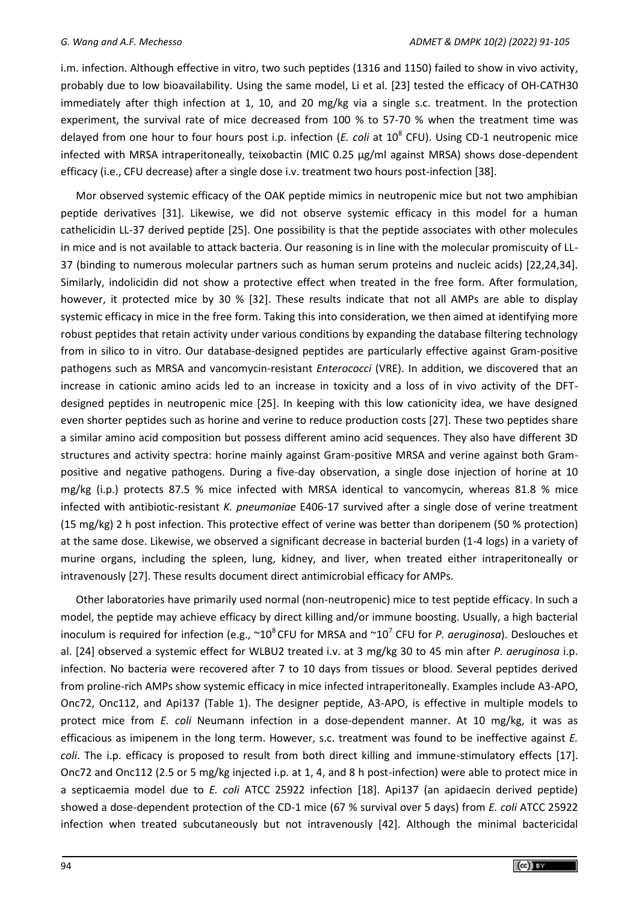i.m. infection. Although effective in vitro, two such peptides (1316 and 1150) failed to show in vivo activity, probably due to low bioavailability. Using the same model, Li et al. [23] tested the efficacy of OH-CATH30 immediately after thigh infection at 1, 10, and 20 mg/kg via a single s.c. treatment. In the protection experiment, the survival rate of mice decreased from 100 % to 57-70 % when the treatment time was delayed from one hour to four hours post i.p. infection (*E. coli* at $10^8$ CFU). Using CD-1 neutropenic mice infected with MRSA intraperitoneally, teixobactin (MIC 0.25 µg/ml against MRSA) shows dose-dependent efficacy (i.e., CFU decrease) after a single dose i.v. treatment two hours post-infection [38].

Mor observed systemic efficacy of the OAK peptide mimics in neutropenic mice but not two amphibian peptide derivatives [31]. Likewise, we did not observe systemic efficacy in this model for a human cathelicidin LL-37 derived peptide [25]. One possibility is that the peptide associates with other molecules in mice and is not available to attack bacteria. Our reasoning is in line with the molecular promiscuity of LL-37 (binding to numerous molecular partners such as human serum proteins and nucleic acids) [22,24,34]. Similarly, indolicidin did not show a protective effect when treated in the free form. After formulation, however, it protected mice by 30 % [32]. These results indicate that not all AMPs are able to display systemic efficacy in mice in the free form. Taking this into consideration, we then aimed at identifying more robust peptides that retain activity under various conditions by expanding the database filtering technology from in silico to in vitro. Our database-designed peptides are particularly effective against Gram-positive pathogens such as MRSA and vancomycin-resistant *Enterococci* (VRE). In addition, we discovered that an increase in cationic amino acids led to an increase in toxicity and a loss of in vivo activity of the DFT-designed peptides in neutropenic mice [25]. In keeping with this low cationicity idea, we have designed even shorter peptides such as horine and verine to reduce production costs [27]. These two peptides share a similar amino acid composition but possess different amino acid sequences. They also have different 3D structures and activity spectra: horine mainly against Gram-positive MRSA and verine against both Gram-positive and negative pathogens. During a five-day observation, a single dose injection of horine at 10 mg/kg (i.p.) protects 87.5 % mice infected with MRSA identical to vancomycin, whereas 81.8 % mice infected with antibiotic-resistant *K. pneumoniae* E406-17 survived after a single dose of verine treatment (15 mg/kg) 2 h post infection. This protective effect of verine was better than doripenem (50 % protection) at the same dose. Likewise, we observed a significant decrease in bacterial burden (1-4 logs) in a variety of murine organs, including the spleen, lung, kidney, and liver, when treated either intraperitoneally or intravenously [27]. These results document direct antimicrobial efficacy for AMPs.

Other laboratories have primarily used normal (non-neutropenic) mice to test peptide efficacy. In such a model, the peptide may achieve efficacy by direct killing and/or immune boosting. Usually, a high bacterial inoculum is required for infection (e.g., ~$10^8$ CFU for MRSA and ~$10^7$ CFU for *P. aeruginosa*). Deslouches et al. [24] observed a systemic effect for WLBU2 treated i.v. at 3 mg/kg 30 to 45 min after *P. aeruginosa* i.p. infection. No bacteria were recovered after 7 to 10 days from tissues or blood. Several peptides derived from proline-rich AMPs show systemic efficacy in mice infected intraperitoneally. Examples include A3-APO, Onc72, Onc112, and Api137 (Table 1). The designer peptide, A3-APO, is effective in multiple models to protect mice from *E. coli* Neumann infection in a dose-dependent manner. At 10 mg/kg, it was as efficacious as imipenem in the long term. However, s.c. treatment was found to be ineffective against *E. coli*. The i.p. efficacy is proposed to result from both direct killing and immune-stimulatory effects [17]. Onc72 and Onc112 (2.5 or 5 mg/kg injected i.p. at 1, 4, and 8 h post-infection) were able to protect mice in a septicaemia model due to *E. coli* ATCC 25922 infection [18]. Api137 (an apidaecin derived peptide) showed a dose-dependent protection of the CD-1 mice (67 % survival over 5 days) from *E. coli* ATCC 25922 infection when treated subcutaneously but not intravenously [42]. Although the minimal bactericidal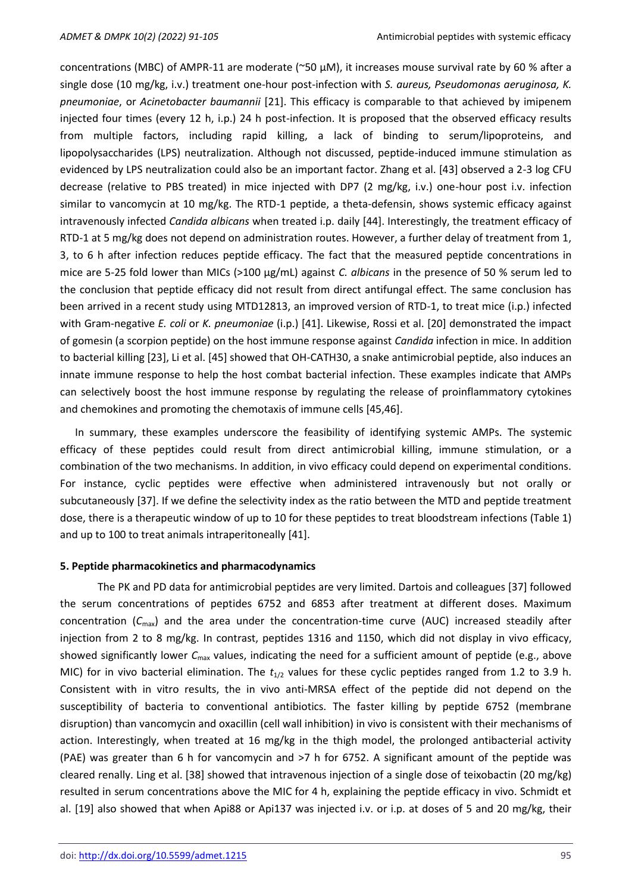concentrations (MBC) of AMPR-11 are moderate (~50 μM), it increases mouse survival rate by 60 % after a single dose (10 mg/kg, i.v.) treatment one-hour post-infection with *S. aureus, Pseudomonas aeruginosa, K. pneumoniae*, or *Acinetobacter baumannii* [21]. This efficacy is comparable to that achieved by imipenem injected four times (every 12 h, i.p.) 24 h post-infection. It is proposed that the observed efficacy results from multiple factors, including rapid killing, a lack of binding to serum/lipoproteins, and lipopolysaccharides (LPS) neutralization. Although not discussed, peptide-induced immune stimulation as evidenced by LPS neutralization could also be an important factor. Zhang et al. [43] observed a 2-3 log CFU decrease (relative to PBS treated) in mice injected with DP7 (2 mg/kg, i.v.) one-hour post i.v. infection similar to vancomycin at 10 mg/kg. The RTD-1 peptide, a theta-defensin, shows systemic efficacy against intravenously infected *Candida albicans* when treated i.p. daily [44]. Interestingly, the treatment efficacy of RTD-1 at 5 mg/kg does not depend on administration routes. However, a further delay of treatment from 1, 3, to 6 h after infection reduces peptide efficacy. The fact that the measured peptide concentrations in mice are 5-25 fold lower than MICs (>100 μg/mL) against *C. albicans* in the presence of 50 % serum led to the conclusion that peptide efficacy did not result from direct antifungal effect. The same conclusion has been arrived in a recent study using MTD12813, an improved version of RTD-1, to treat mice (i.p.) infected with Gram-negative *E. coli* or *K. pneumoniae* (i.p.) [41]. Likewise, Rossi et al. [20] demonstrated the impact of gomesin (a scorpion peptide) on the host immune response against *Candida* infection in mice. In addition to bacterial killing [23], Li et al. [45] showed that OH-CATH30, a snake antimicrobial peptide, also induces an innate immune response to help the host combat bacterial infection. These examples indicate that AMPs can selectively boost the host immune response by regulating the release of proinflammatory cytokines and chemokines and promoting the chemotaxis of immune cells [45,46].

In summary, these examples underscore the feasibility of identifying systemic AMPs. The systemic efficacy of these peptides could result from direct antimicrobial killing, immune stimulation, or a combination of the two mechanisms. In addition, in vivo efficacy could depend on experimental conditions. For instance, cyclic peptides were effective when administered intravenously but not orally or subcutaneously [37]. If we define the selectivity index as the ratio between the MTD and peptide treatment dose, there is a therapeutic window of up to 10 for these peptides to treat bloodstream infections (Table 1) and up to 100 to treat animals intraperitoneally [41].

## 5. Peptide pharmacokinetics and pharmacodynamics

The PK and PD data for antimicrobial peptides are very limited. Dartois and colleagues [37] followed the serum concentrations of peptides 6752 and 6853 after treatment at different doses. Maximum concentration ($C_{max}$) and the area under the concentration-time curve (AUC) increased steadily after injection from 2 to 8 mg/kg. In contrast, peptides 1316 and 1150, which did not display in vivo efficacy, showed significantly lower $C_{max}$ values, indicating the need for a sufficient amount of peptide (e.g., above MIC) for in vivo bacterial elimination. The $t_{1/2}$ values for these cyclic peptides ranged from 1.2 to 3.9 h. Consistent with in vitro results, the in vivo anti-MRSA effect of the peptide did not depend on the susceptibility of bacteria to conventional antibiotics. The faster killing by peptide 6752 (membrane disruption) than vancomycin and oxacillin (cell wall inhibition) in vivo is consistent with their mechanisms of action. Interestingly, when treated at 16 mg/kg in the thigh model, the prolonged antibacterial activity (PAE) was greater than 6 h for vancomycin and >7 h for 6752. A significant amount of the peptide was cleared renally. Ling et al. [38] showed that intravenous injection of a single dose of teixobactin (20 mg/kg) resulted in serum concentrations above the MIC for 4 h, explaining the peptide efficacy in vivo. Schmidt et al. [19] also showed that when Api88 or Api137 was injected i.v. or i.p. at doses of 5 and 20 mg/kg, their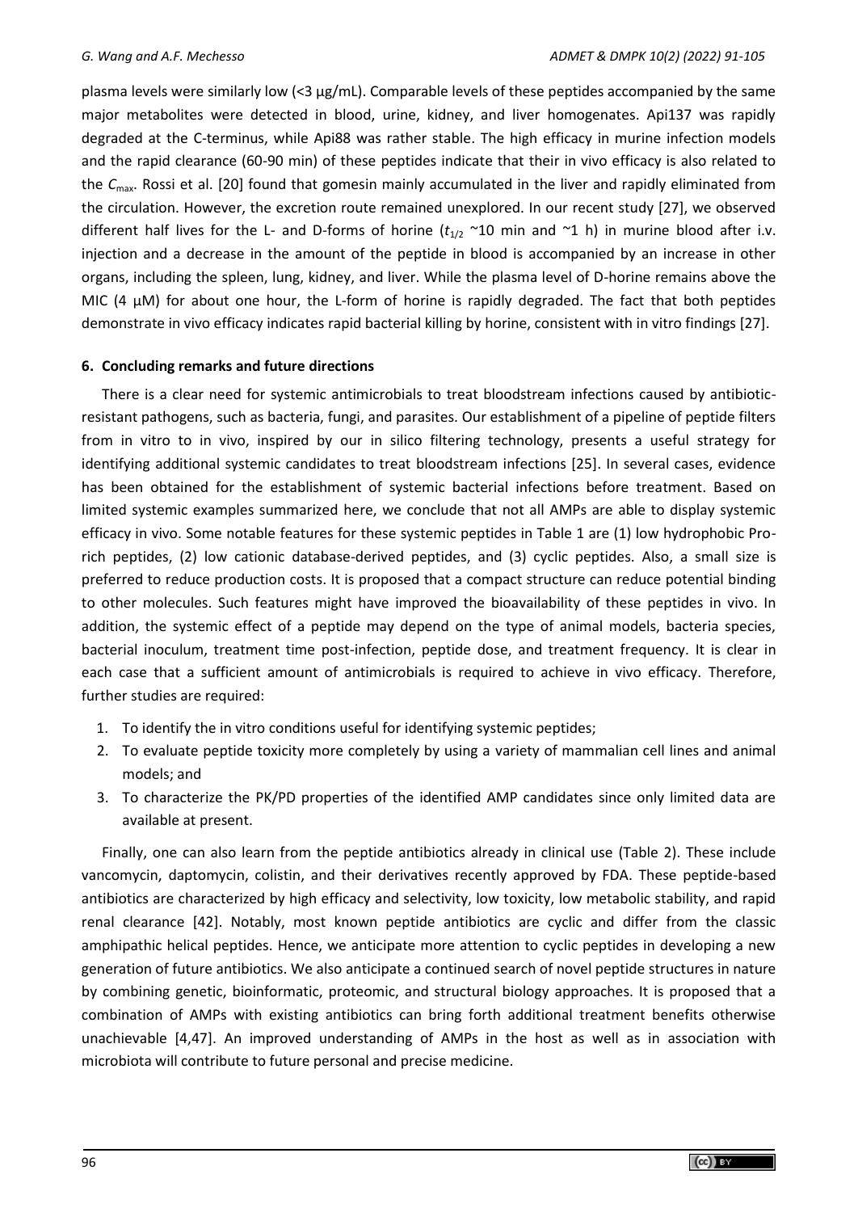plasma levels were similarly low (<3 µg/mL). Comparable levels of these peptides accompanied by the same major metabolites were detected in blood, urine, kidney, and liver homogenates. Api137 was rapidly degraded at the C-terminus, while Api88 was rather stable. The high efficacy in murine infection models and the rapid clearance (60-90 min) of these peptides indicate that their in vivo efficacy is also related to the $C_{max}$. Rossi et al. [20] found that gomesin mainly accumulated in the liver and rapidly eliminated from the circulation. However, the excretion route remained unexplored. In our recent study [27], we observed different half lives for the L- and D-forms of horine ($t_{1/2}$ ~10 min and ~1 h) in murine blood after i.v. injection and a decrease in the amount of the peptide in blood is accompanied by an increase in other organs, including the spleen, lung, kidney, and liver. While the plasma level of D-horine remains above the MIC (4 µM) for about one hour, the L-form of horine is rapidly degraded. The fact that both peptides demonstrate in vivo efficacy indicates rapid bacterial killing by horine, consistent with in vitro findings [27].

## 6. Concluding remarks and future directions

There is a clear need for systemic antimicrobials to treat bloodstream infections caused by antibiotic-resistant pathogens, such as bacteria, fungi, and parasites. Our establishment of a pipeline of peptide filters from in vitro to in vivo, inspired by our in silico filtering technology, presents a useful strategy for identifying additional systemic candidates to treat bloodstream infections [25]. In several cases, evidence has been obtained for the establishment of systemic bacterial infections before treatment. Based on limited systemic examples summarized here, we conclude that not all AMPs are able to display systemic efficacy in vivo. Some notable features for these systemic peptides in Table 1 are (1) low hydrophobic Pro-rich peptides, (2) low cationic database-derived peptides, and (3) cyclic peptides. Also, a small size is preferred to reduce production costs. It is proposed that a compact structure can reduce potential binding to other molecules. Such features might have improved the bioavailability of these peptides in vivo. In addition, the systemic effect of a peptide may depend on the type of animal models, bacteria species, bacterial inoculum, treatment time post-infection, peptide dose, and treatment frequency. It is clear in each case that a sufficient amount of antimicrobials is required to achieve in vivo efficacy. Therefore, further studies are required:

1. To identify the in vitro conditions useful for identifying systemic peptides;
2. To evaluate peptide toxicity more completely by using a variety of mammalian cell lines and animal models; and
3. To characterize the PK/PD properties of the identified AMP candidates since only limited data are available at present.

Finally, one can also learn from the peptide antibiotics already in clinical use (Table 2). These include vancomycin, daptomycin, colistin, and their derivatives recently approved by FDA. These peptide-based antibiotics are characterized by high efficacy and selectivity, low toxicity, low metabolic stability, and rapid renal clearance [42]. Notably, most known peptide antibiotics are cyclic and differ from the classic amphipathic helical peptides. Hence, we anticipate more attention to cyclic peptides in developing a new generation of future antibiotics. We also anticipate a continued search of novel peptide structures in nature by combining genetic, bioinformatic, proteomic, and structural biology approaches. It is proposed that a combination of AMPs with existing antibiotics can bring forth additional treatment benefits otherwise unachievable [4,47]. An improved understanding of AMPs in the host as well as in association with microbiota will contribute to future personal and precise medicine.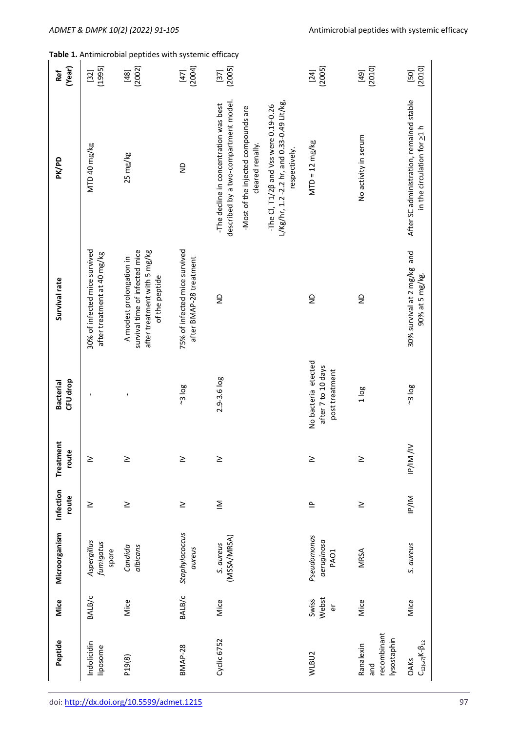**Table 1.** Antimicrobial peptides with systemic efficacy

| Peptide | Mice | Microorganism | Infection route | Treatment route | Bacterial CFU drop | Survival rate | PK/PD | Ref (Year) |
|---|---|---|---|---|---|---|---|---|
| Indolicidin liposome | BALB/c | *Aspergillus fumigatus* spore | IV | IV | - | 30% of infected mice survived after treatment at 40 mg/kg | MTD 40 mg/kg | [32] (1995) |
| P19(8) | Mice | *Candida albicans* | IV | IV | - | A modest prolongation in survival time of infected mice after treatment with 5 mg/kg of the peptide | 25 mg/kg | [48] (2002) |
| BMAP-28 | BALB/c | *Staphylococcus aureus* | IV | IV | ~3 log | 75% of infected mice survived after BMAP-28 treatment | ND | [47] (2004) |
| Cyclic 6752 | Mice | *S. aureus* (MSSA/MRSA) | IM | IV | 2.9-3.6 log | ND | -The decline in concentration was best described by a two-compartment model. -Most of the injected compounds are cleared renally. -The Cl, T1/2β and Vss were 0.19-0.26 L/Kg/hr, 1.2 -2.2 hr, and 0.33-0.49 Lit/kg, respectively. | [37] (2005) |
| WLBU2 | Swiss Webster | *Pseudomonas aeruginosa* PAO1 | IP | IV | No bacteria etected after 7 to 10 days post treatment | ND | MTD = 12 mg/kg | [24] (2005) |
| Ranalexin and recombinant lysostaphin | Mice | MRSA | IV | IV | 1 log | ND | No activity in serum | [49] (2010) |
| OAKs $C_{12(\omega7)}K\text{-}\beta_{12}$ | Mice | *S. aureus* | IP/IM | IP/IM /IV | ~3 log | 30% survival at 2 mg/kg and 90% at 5 mg/kg. | After SC administration, remained stable in the circulation for ≥1 h | [50] (2010) |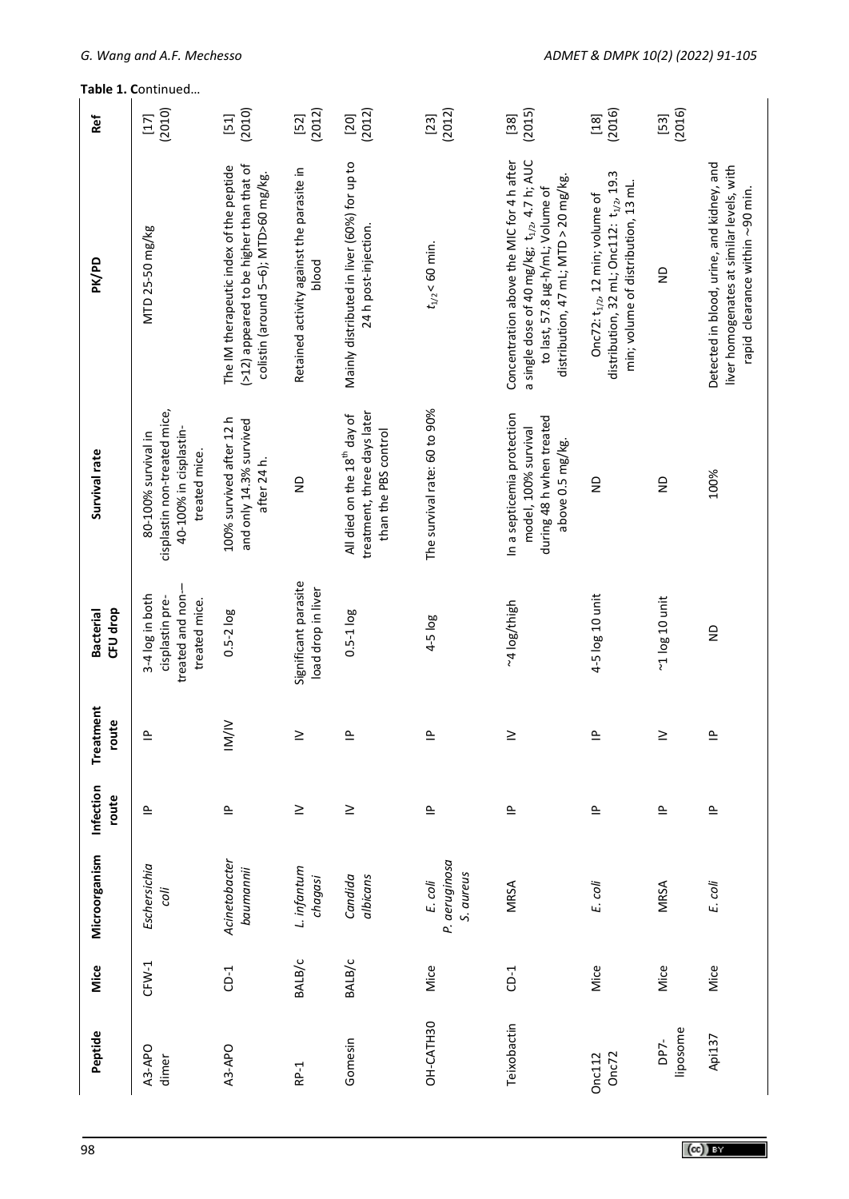**Table 1. C**ontinued…

| Peptide | Mice | Microorganism | Infection route | Treatment route | Bacterial CFU drop | Survival rate | PK/PD | Ref |
|---|---|---|---|---|---|---|---|---|
| A3-APO dimer | CFW-1 | *Eschersichia coli* | IP | IP | 3-4 log in both cisplastin pre-treated and non-treated mice. | 80-100% survival in cisplastin non-treated mice, 40-100% in cisplastin-treated mice. | MTD 25-50 mg/kg | [17] (2010) |
| A3-APO | CD-1 | *Acinetobacter baumannii* | IP | IM/IV | 0.5-2 log | 100% survived after 12 h and only 14.3% survived after 24 h. | The IM therapeutic index of the peptide (>12) appeared to be higher than that of colistin (around 5–6); MTD>60 mg/kg. | [51] (2010) |
| RP-1 | BALB/c | *L. infantum chagasi* | IV | IV | Significant parasite load drop in liver | ND | Retained activity against the parasite in blood | [52] (2012) |
| Gomesin | BALB/c | *Candida albicans* | IV | IP | 0.5-1 log | All died on the 18th day of treatment, three days later than the PBS control | Mainly distributed in liver (60%) for up to 24 h post-injection. | [20] (2012) |
| OH-CATH30 | Mice | *E. coli* *P. aeruginosa* *S. aureus* | IP | IP | 4-5 log | The survival rate: 60 to 90% | $t_{1/2}$ < 60 min. | [23] (2012) |
| Teixobactin | CD-1 | MRSA | IP | IV | ~4 log/thigh | In a septicemia protection model, 100% survival during 48 h when treated above 0.5 mg/kg. | Concentration above the MIC for 4 h after a single dose of 40 mg/kg; $t_{1/2}$, 4.7 h; AUC to last, 57.8 µg-h/mL; Volume of distribution, 47 mL; MTD > 20 mg/kg. | [38] (2015) |
| Onc112 Onc72 | Mice | *E. coli* | IP | IP | 4-5 log 10 unit | ND | Onc72: $t_{1/2}$, 12 min; volume of distribution, 32 mL; Onc112: $t_{1/2}$, 19.3 min; volume of distribution, 13 mL. | [18] (2016) |
| DP7-liposome | Mice | MRSA | IP | IV | ~1 log 10 unit | ND | ND | [53] (2016) |
| Api137 | Mice | *E. coli* | IP | IP | ND | 100% | Detected in blood, urine, and kidney, and liver homogenates at similar levels, with rapid clearance within ~90 min. | |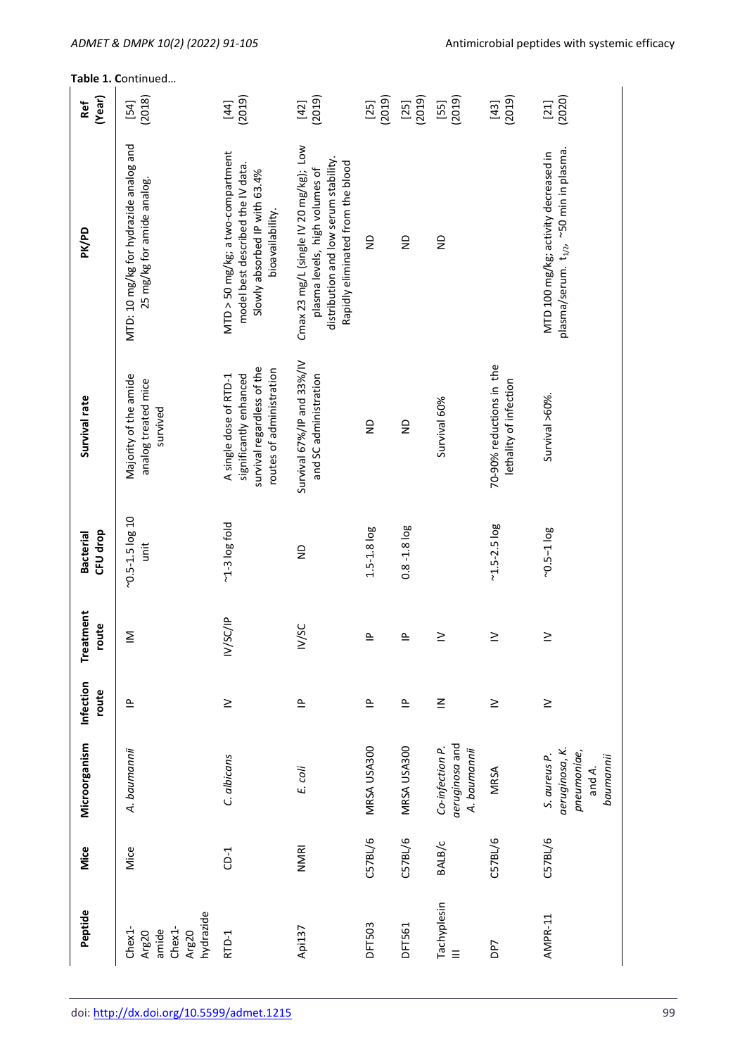**Table 1. C**ontinued…

| Peptide | Mice | Microorganism | Infection route | Treatment route | Bacterial CFU drop | Survival rate | PK/PD | Ref (Year) |
|---|---|---|---|---|---|---|---|---|
| Chex1-Arg20 amide Chex1-Arg20 hydrazide | Mice | *A. baumannii* | IP | IM | ~0.5-1.5 log 10 unit | Majority of the amide analog treated mice survived | MTD: 10 mg/kg for hydrazide analog and 25 mg/kg for amide analog. | [54] (2018) |
| RTD-1 | CD-1 | *C. albicans* | IV | IV/SC/IP | ~1-3 log fold | A single dose of RTD-1 significantly enhanced survival regardless of the routes of administration | MTD > 50 mg/kg; a two-compartment model best described the IV data. Slowly absorbed IP with 63.4% bioavailability. | [44] (2019) |
| Api137 | NMRI | *E. coli* | IP | IV/SC | ND | Survival 67%/IP and 33%/IV and SC administration | Cmax 23 mg/L (single IV 20 mg/kg); Low plasma levels, high volumes of distribution and low serum stability. Rapidly eliminated from the blood | [42] (2019) |
| DFT503 | C57BL/6 | MRSA USA300 | IP | IP | 1.5-1.8 log | ND | ND | [25] (2019) |
| DFT561 | C57BL/6 | MRSA USA300 | IP | IP | 0.8 -1.8 log | ND | ND | [25] (2019) |
| Tachyplesin III | BALB/c | *Co-infection P. aeruginosa* and *A. baumannii* | IN | IV | | Survival 60% | ND | [55] (2019) |
| DP7 | C57BL/6 | MRSA | IV | IV | ~1.5-2.5 log | 70-90% reductions in the lethality of infection | | [43] (2019) |
| AMPR-11 | C57BL/6 | *S. aureus P. aeruginosa, K. pneumoniae,* and *A. baumannii* | IV | IV | ~0.5–1 log | Survival >60%. | MTD 100 mg/kg; activity decreased in plasma/serum. $t_{1/2}$, ~50 min in plasma. | [21] (2020) |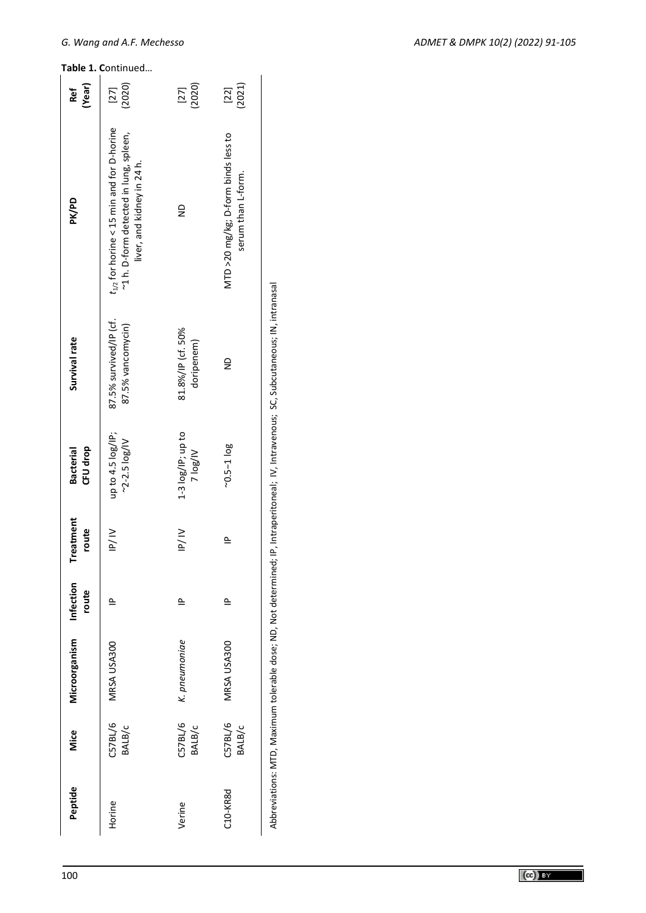**Table 1. C**ontinued…

| Peptide | Mice | Microorganism | Infection route | Treatment route | Bacterial CFU drop | Survival rate | PK/PD | Ref (Year) |
|---|---|---|---|---|---|---|---|---|
| Horine | C57BL/6 BALB/c | MRSA USA300 | IP | IP/IV | up to 4.5 log/IP; ~2-2.5 log/IV | 87.5% survived/IP (cf. 87.5% vancomycin) | $t_{1/2}$ for horine < 15 min and for D-horine ~1 h. D-form detected in lung, spleen, liver, and kidney in 24 h. | [27] (2020) |
| Verine | C57BL/6 BALB/c | *K. pneumoniae* | IP | IP/IV | 1-3 log/IP; up to 7 log/IV | 81.8%/IP (cf. 50% doripenem) | ND | [27] (2020) |
| C10-KR8d | C57BL/6 BALB/c | MRSA USA300 | IP | IP | ~0.5–1 log | ND | MTD >20 mg/kg; D-form binds less to serum than L-form. | [22] (2021) |

Abbreviations: MTD, Maximum tolerable dose; ND, Not determined; IP, Intraperitoneal; IV, Intravenous; SC, Subcutaneous; IN, intranasal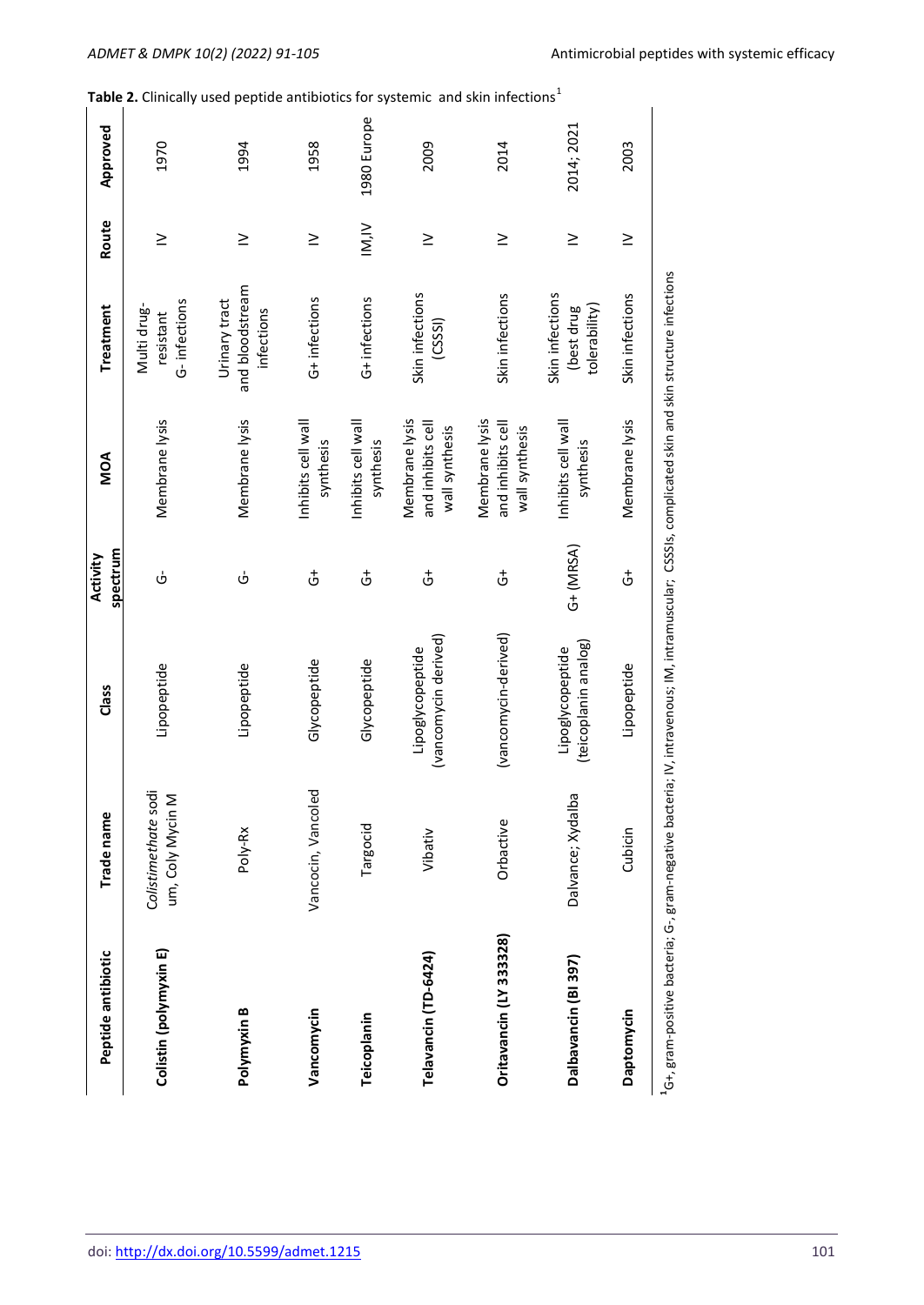**Table 2.** Clinically used peptide antibiotics for systemic and skin infections[1]

| Peptide antibiotic | Trade name | Class | Activity spectrum | MOA | Treatment | Route | Approved |
|---|---|---|---|---|---|---|---|
| **Colistin (polymyxin E)** | *Colistimethate* sodium, Coly Mycin M | Lipopeptide | G- | Membrane lysis | Multi drug-resistant G- infections | IV | 1970 |
| **Polymyxin B** | Poly-Rx | Lipopeptide | G- | Membrane lysis | Urinary tract and bloodstream infections | IV | 1994 |
| **Vancomycin** | Vancocin, Vancoled | Glycopeptide | G+ | Inhibits cell wall synthesis | G+ infections | IV | 1958 |
| **Teicoplanin** | Targocid | Glycopeptide | G+ | Inhibits cell wall synthesis | G+ infections | IM,IV | 1980 Europe |
| **Telavancin (TD-6424)** | Vibativ | Lipoglycopeptide (vancomycin derived) | G+ | Membrane lysis and inhibits cell wall synthesis | Skin infections (CSSSI) | IV | 2009 |
| **Oritavancin (LY 333328)** | Orbactive | (vancomycin-derived) | G+ | Membrane lysis and inhibits cell wall synthesis | Skin infections | IV | 2014 |
| **Dalbavancin (BI 397)** | Dalvance; Xydalba | Lipoglycopeptide (teicoplanin analog) | G+ (MRSA) | Inhibits cell wall synthesis | Skin infections (best drug tolerability) | IV | 2014; 2021 |
| **Daptomycin** | Cubicin | Lipopeptide | G+ | Membrane lysis | Skin infections | IV | 2003 |

[1] G+, gram-positive bacteria; G-, gram-negative bacteria; IV, intravenous; IM, intramuscular; CSSSIs, complicated skin and skin structure infections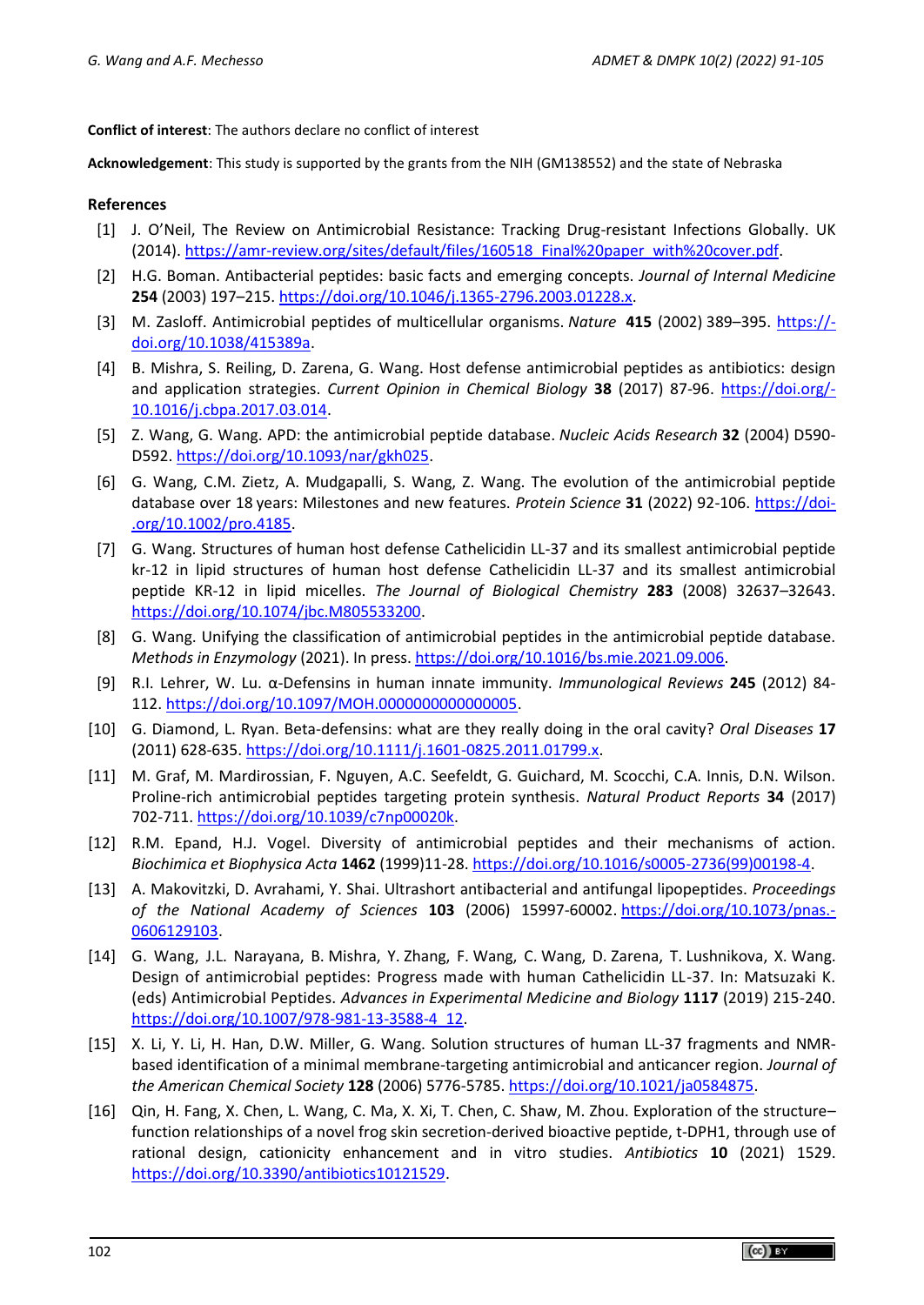**Conflict of interest**: The authors declare no conflict of interest

**Acknowledgement**: This study is supported by the grants from the NIH (GM138552) and the state of Nebraska

## References

[1] J. O'Neil, The Review on Antimicrobial Resistance: Tracking Drug-resistant Infections Globally. UK (2014). https://amr-review.org/sites/default/files/160518_Final%20paper_with%20cover.pdf.

[2] H.G. Boman. Antibacterial peptides: basic facts and emerging concepts. *Journal of Internal Medicine* **254** (2003) 197–215. https://doi.org/10.1046/j.1365-2796.2003.01228.x.

[3] M. Zasloff. Antimicrobial peptides of multicellular organisms. *Nature* **415** (2002) 389–395. https://doi.org/10.1038/415389a.

[4] B. Mishra, S. Reiling, D. Zarena, G. Wang. Host defense antimicrobial peptides as antibiotics: design and application strategies. *Current Opinion in Chemical Biology* **38** (2017) 87-96. https://doi.org/10.1016/j.cbpa.2017.03.014.

[5] Z. Wang, G. Wang. APD: the antimicrobial peptide database. *Nucleic Acids Research* **32** (2004) D590-D592. https://doi.org/10.1093/nar/gkh025.

[6] G. Wang, C.M. Zietz, A. Mudgapalli, S. Wang, Z. Wang. The evolution of the antimicrobial peptide database over 18 years: Milestones and new features. *Protein Science* **31** (2022) 92-106. https://doi.org/10.1002/pro.4185.

[7] G. Wang. Structures of human host defense Cathelicidin LL-37 and its smallest antimicrobial peptide kr-12 in lipid structures of human host defense Cathelicidin LL-37 and its smallest antimicrobial peptide KR-12 in lipid micelles. *The Journal of Biological Chemistry* **283** (2008) 32637–32643. https://doi.org/10.1074/jbc.M805533200.

[8] G. Wang. Unifying the classification of antimicrobial peptides in the antimicrobial peptide database. *Methods in Enzymology* (2021). In press. https://doi.org/10.1016/bs.mie.2021.09.006.

[9] R.I. Lehrer, W. Lu. α-Defensins in human innate immunity. *Immunological Reviews* **245** (2012) 84-112. https://doi.org/10.1097/MOH.0000000000000005.

[10] G. Diamond, L. Ryan. Beta-defensins: what are they really doing in the oral cavity? *Oral Diseases* **17** (2011) 628-635. https://doi.org/10.1111/j.1601-0825.2011.01799.x.

[11] M. Graf, M. Mardirossian, F. Nguyen, A.C. Seefeldt, G. Guichard, M. Scocchi, C.A. Innis, D.N. Wilson. Proline-rich antimicrobial peptides targeting protein synthesis. *Natural Product Reports* **34** (2017) 702-711. https://doi.org/10.1039/c7np00020k.

[12] R.M. Epand, H.J. Vogel. Diversity of antimicrobial peptides and their mechanisms of action. *Biochimica et Biophysica Acta* **1462** (1999)11-28. https://doi.org/10.1016/s0005-2736(99)00198-4.

[13] A. Makovitzki, D. Avrahami, Y. Shai. Ultrashort antibacterial and antifungal lipopeptides. *Proceedings of the National Academy of Sciences* **103** (2006) 15997-60002. https://doi.org/10.1073/pnas.0606129103.

[14] G. Wang, J.L. Narayana, B. Mishra, Y. Zhang, F. Wang, C. Wang, D. Zarena, T. Lushnikova, X. Wang. Design of antimicrobial peptides: Progress made with human Cathelicidin LL-37. In: Matsuzaki K. (eds) Antimicrobial Peptides. *Advances in Experimental Medicine and Biology* **1117** (2019) 215-240. https://doi.org/10.1007/978-981-13-3588-4_12.

[15] X. Li, Y. Li, H. Han, D.W. Miller, G. Wang. Solution structures of human LL-37 fragments and NMR-based identification of a minimal membrane-targeting antimicrobial and anticancer region. *Journal of the American Chemical Society* **128** (2006) 5776-5785. https://doi.org/10.1021/ja0584875.

[16] Qin, H. Fang, X. Chen, L. Wang, C. Ma, X. Xi, T. Chen, C. Shaw, M. Zhou. Exploration of the structure–function relationships of a novel frog skin secretion-derived bioactive peptide, t-DPH1, through use of rational design, cationicity enhancement and in vitro studies. *Antibiotics* **10** (2021) 1529. https://doi.org/10.3390/antibiotics10121529.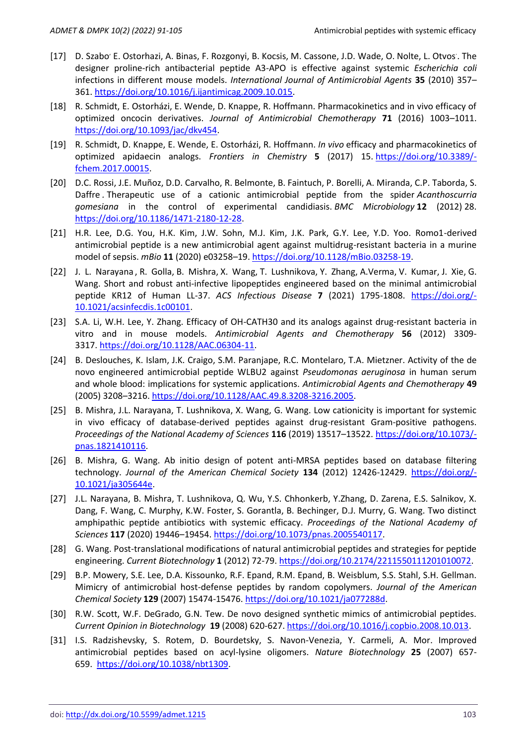[17] D. Szabo' E. Ostorhazi, A. Binas, F. Rozgonyi, B. Kocsis, M. Cassone, J.D. Wade, O. Nolte, L. Otvos'. The designer proline-rich antibacterial peptide A3-APO is effective against systemic *Escherichia coli* infections in different mouse models. *International Journal of Antimicrobial Agents* **35** (2010) 357–361. https://doi.org/10.1016/j.ijantimicag.2009.10.015.

[18] R. Schmidt, E. Ostorházi, E. Wende, D. Knappe, R. Hoffmann. Pharmacokinetics and in vivo efficacy of optimized oncocin derivatives. *Journal of Antimicrobial Chemotherapy* **71** (2016) 1003–1011. https://doi.org/10.1093/jac/dkv454.

[19] R. Schmidt, D. Knappe, E. Wende, E. Ostorházi, R. Hoffmann. *In vivo* efficacy and pharmacokinetics of optimized apidaecin analogs. *Frontiers in Chemistry* **5** (2017) 15. https://doi.org/10.3389/fchem.2017.00015.

[20] D.C. Rossi, J.E. Muñoz, D.D. Carvalho, R. Belmonte, B. Faintuch, P. Borelli, A. Miranda, C.P. Taborda, S. Daffre . Therapeutic use of a cationic antimicrobial peptide from the spider *Acanthoscurria gomesiana* in the control of experimental candidiasis. *BMC Microbiology* **12** (2012) 28. https://doi.org/10.1186/1471-2180-12-28.

[21] H.R. Lee, D.G. You, H.K. Kim, J.W. Sohn, M.J. Kim, J.K. Park, G.Y. Lee, Y.D. Yoo. Romo1-derived antimicrobial peptide is a new antimicrobial agent against multidrug-resistant bacteria in a murine model of sepsis. *mBio* **11** (2020) e03258–19. https://doi.org/10.1128/mBio.03258-19.

[22] J. L. Narayana , R. Golla, B. Mishra, X. Wang, T. Lushnikova, Y. Zhang, A.Verma, V. Kumar, J. Xie, G. Wang. Short and robust anti-infective lipopeptides engineered based on the minimal antimicrobial peptide KR12 of Human LL-37. *ACS Infectious Disease* **7** (2021) 1795-1808. https://doi.org/10.1021/acsinfecdis.1c00101.

[23] S.A. Li, W.H. Lee, Y. Zhang. Efficacy of OH-CATH30 and its analogs against drug-resistant bacteria in vitro and in mouse models. *Antimicrobial Agents and Chemotherapy* **56** (2012) 3309-3317. https://doi.org/10.1128/AAC.06304-11.

[24] B. Deslouches, K. Islam, J.K. Craigo, S.M. Paranjape, R.C. Montelaro, T.A. Mietzner. Activity of the de novo engineered antimicrobial peptide WLBU2 against *Pseudomonas aeruginosa* in human serum and whole blood: implications for systemic applications. *Antimicrobial Agents and Chemotherapy* **49** (2005) 3208–3216. https://doi.org/10.1128/AAC.49.8.3208-3216.2005.

[25] B. Mishra, J.L. Narayana, T. Lushnikova, X. Wang, G. Wang. Low cationicity is important for systemic in vivo efficacy of database-derived peptides against drug-resistant Gram-positive pathogens. *Proceedings of the National Academy of Sciences* **116** (2019) 13517–13522. https://doi.org/10.1073/pnas.1821410116.

[26] B. Mishra, G. Wang. Ab initio design of potent anti-MRSA peptides based on database filtering technology. *Journal of the American Chemical Society* **134** (2012) 12426-12429. https://doi.org/10.1021/ja305644e.

[27] J.L. Narayana, B. Mishra, T. Lushnikova, Q. Wu, Y.S. Chhonkerb, Y.Zhang, D. Zarena, E.S. Salnikov, X. Dang, F. Wang, C. Murphy, K.W. Foster, S. Gorantla, B. Bechinger, D.J. Murry, G. Wang. Two distinct amphipathic peptide antibiotics with systemic efficacy. *Proceedings of the National Academy of Sciences* **117** (2020) 19446–19454. https://doi.org/10.1073/pnas.2005540117.

[28] G. Wang. Post-translational modifications of natural antimicrobial peptides and strategies for peptide engineering. *Current Biotechnology* **1** (2012) 72-79. https://doi.org/10.2174/2211550111201010072.

[29] B.P. Mowery, S.E. Lee, D.A. Kissounko, R.F. Epand, R.M. Epand, B. Weisblum, S.S. Stahl, S.H. Gellman. Mimicry of antimicrobial host-defense peptides by random copolymers. *Journal of the American Chemical Society* **129** (2007) 15474-15476. https://doi.org/10.1021/ja077288d.

[30] R.W. Scott, W.F. DeGrado, G.N. Tew. De novo designed synthetic mimics of antimicrobial peptides. *Current Opinion in Biotechnology* **19** (2008) 620-627. https://doi.org/10.1016/j.copbio.2008.10.013.

[31] I.S. Radzishevsky, S. Rotem, D. Bourdetsky, S. Navon-Venezia, Y. Carmeli, A. Mor. Improved antimicrobial peptides based on acyl-lysine oligomers. *Nature Biotechnology* **25** (2007) 657-659. https://doi.org/10.1038/nbt1309.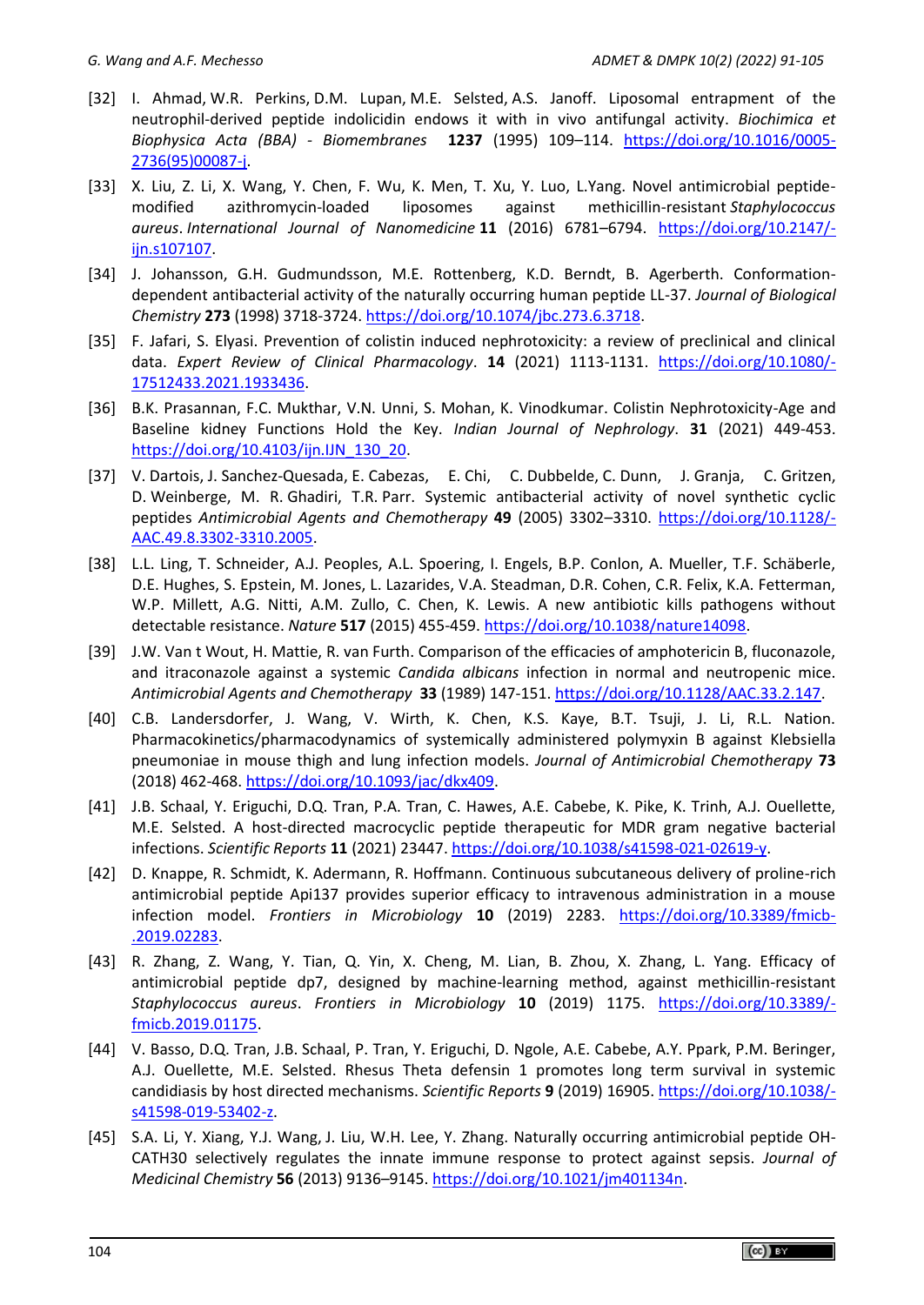[32] I. Ahmad, W.R. Perkins, D.M. Lupan, M.E. Selsted, A.S. Janoff. Liposomal entrapment of the neutrophil-derived peptide indolicidin endows it with in vivo antifungal activity. *Biochimica et Biophysica Acta (BBA) - Biomembranes* **1237** (1995) 109–114. https://doi.org/10.1016/0005-2736(95)00087-j.

[33] X. Liu, Z. Li, X. Wang, Y. Chen, F. Wu, K. Men, T. Xu, Y. Luo, L.Yang. Novel antimicrobial peptide-modified azithromycin-loaded liposomes against methicillin-resistant *Staphylococcus aureus*. *International Journal of Nanomedicine* **11** (2016) 6781–6794. https://doi.org/10.2147/-ijn.s107107.

[34] J. Johansson, G.H. Gudmundsson, M.E. Rottenberg, K.D. Berndt, B. Agerberth. Conformation-dependent antibacterial activity of the naturally occurring human peptide LL-37. *Journal of Biological Chemistry* **273** (1998) 3718-3724. https://doi.org/10.1074/jbc.273.6.3718.

[35] F. Jafari, S. Elyasi. Prevention of colistin induced nephrotoxicity: a review of preclinical and clinical data. *Expert Review of Clinical Pharmacology*. **14** (2021) 1113-1131. https://doi.org/10.1080/-17512433.2021.1933436.

[36] B.K. Prasannan, F.C. Mukthar, V.N. Unni, S. Mohan, K. Vinodkumar. Colistin Nephrotoxicity-Age and Baseline kidney Functions Hold the Key. *Indian Journal of Nephrology*. **31** (2021) 449-453. https://doi.org/10.4103/ijn.IJN_130_20.

[37] V. Dartois, J. Sanchez-Quesada, E. Cabezas, E. Chi, C. Dubbelde, C. Dunn, J. Granja, C. Gritzen, D. Weinberge, M. R. Ghadiri, T.R. Parr. Systemic antibacterial activity of novel synthetic cyclic peptides *Antimicrobial Agents and Chemotherapy* **49** (2005) 3302–3310. https://doi.org/10.1128/-AAC.49.8.3302-3310.2005.

[38] L.L. Ling, T. Schneider, A.J. Peoples, A.L. Spoering, I. Engels, B.P. Conlon, A. Mueller, T.F. Schäberle, D.E. Hughes, S. Epstein, M. Jones, L. Lazarides, V.A. Steadman, D.R. Cohen, C.R. Felix, K.A. Fetterman, W.P. Millett, A.G. Nitti, A.M. Zullo, C. Chen, K. Lewis. A new antibiotic kills pathogens without detectable resistance. *Nature* **517** (2015) 455-459. https://doi.org/10.1038/nature14098.

[39] J.W. Van t Wout, H. Mattie, R. van Furth. Comparison of the efficacies of amphotericin B, fluconazole, and itraconazole against a systemic *Candida albicans* infection in normal and neutropenic mice. *Antimicrobial Agents and Chemotherapy* **33** (1989) 147-151. https://doi.org/10.1128/AAC.33.2.147.

[40] C.B. Landersdorfer, J. Wang, V. Wirth, K. Chen, K.S. Kaye, B.T. Tsuji, J. Li, R.L. Nation. Pharmacokinetics/pharmacodynamics of systemically administered polymyxin B against Klebsiella pneumoniae in mouse thigh and lung infection models. *Journal of Antimicrobial Chemotherapy* **73** (2018) 462-468. https://doi.org/10.1093/jac/dkx409.

[41] J.B. Schaal, Y. Eriguchi, D.Q. Tran, P.A. Tran, C. Hawes, A.E. Cabebe, K. Pike, K. Trinh, A.J. Ouellette, M.E. Selsted. A host-directed macrocyclic peptide therapeutic for MDR gram negative bacterial infections. *Scientific Reports* **11** (2021) 23447. https://doi.org/10.1038/s41598-021-02619-y.

[42] D. Knappe, R. Schmidt, K. Adermann, R. Hoffmann. Continuous subcutaneous delivery of proline-rich antimicrobial peptide Api137 provides superior efficacy to intravenous administration in a mouse infection model. *Frontiers in Microbiology* **10** (2019) 2283. https://doi.org/10.3389/fmicb-.2019.02283.

[43] R. Zhang, Z. Wang, Y. Tian, Q. Yin, X. Cheng, M. Lian, B. Zhou, X. Zhang, L. Yang. Efficacy of antimicrobial peptide dp7, designed by machine-learning method, against methicillin-resistant *Staphylococcus aureus*. *Frontiers in Microbiology* **10** (2019) 1175. https://doi.org/10.3389/-fmicb.2019.01175.

[44] V. Basso, D.Q. Tran, J.B. Schaal, P. Tran, Y. Eriguchi, D. Ngole, A.E. Cabebe, A.Y. Ppark, P.M. Beringer, A.J. Ouellette, M.E. Selsted. Rhesus Theta defensin 1 promotes long term survival in systemic candidiasis by host directed mechanisms. *Scientific Reports* **9** (2019) 16905. https://doi.org/10.1038/-s41598-019-53402-z.

[45] S.A. Li, Y. Xiang, Y.J. Wang, J. Liu, W.H. Lee, Y. Zhang. Naturally occurring antimicrobial peptide OH-CATH30 selectively regulates the innate immune response to protect against sepsis. *Journal of Medicinal Chemistry* **56** (2013) 9136–9145. https://doi.org/10.1021/jm401134n.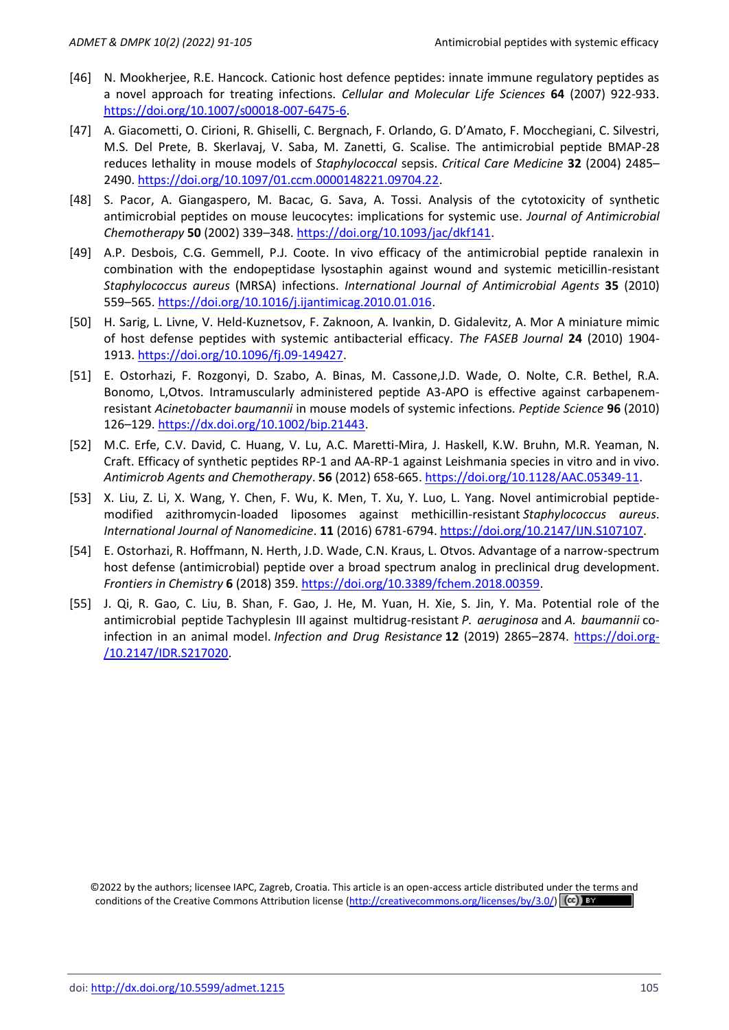[46] N. Mookherjee, R.E. Hancock. Cationic host defence peptides: innate immune regulatory peptides as a novel approach for treating infections. *Cellular and Molecular Life Sciences* **64** (2007) 922-933. https://doi.org/10.1007/s00018-007-6475-6.

[47] A. Giacometti, O. Cirioni, R. Ghiselli, C. Bergnach, F. Orlando, G. D'Amato, F. Mocchegiani, C. Silvestri, M.S. Del Prete, B. Skerlavaj, V. Saba, M. Zanetti, G. Scalise. The antimicrobial peptide BMAP-28 reduces lethality in mouse models of *Staphylococcal* sepsis. *Critical Care Medicine* **32** (2004) 2485–2490. https://doi.org/10.1097/01.ccm.0000148221.09704.22.

[48] S. Pacor, A. Giangaspero, M. Bacac, G. Sava, A. Tossi. Analysis of the cytotoxicity of synthetic antimicrobial peptides on mouse leucocytes: implications for systemic use. *Journal of Antimicrobial Chemotherapy* **50** (2002) 339–348. https://doi.org/10.1093/jac/dkf141.

[49] A.P. Desbois, C.G. Gemmell, P.J. Coote. In vivo efficacy of the antimicrobial peptide ranalexin in combination with the endopeptidase lysostaphin against wound and systemic meticillin-resistant *Staphylococcus aureus* (MRSA) infections. *International Journal of Antimicrobial Agents* **35** (2010) 559–565. https://doi.org/10.1016/j.ijantimicag.2010.01.016.

[50] H. Sarig, L. Livne, V. Held-Kuznetsov, F. Zaknoon, A. Ivankin, D. Gidalevitz, A. Mor A miniature mimic of host defense peptides with systemic antibacterial efficacy. *The FASEB Journal* **24** (2010) 1904-1913. https://doi.org/10.1096/fj.09-149427.

[51] E. Ostorhazi, F. Rozgonyi, D. Szabo, A. Binas, M. Cassone,J.D. Wade, O. Nolte, C.R. Bethel, R.A. Bonomo, L,Otvos. Intramuscularly administered peptide A3-APO is effective against carbapenem-resistant *Acinetobacter baumannii* in mouse models of systemic infections. *Peptide Science* **96** (2010) 126–129. https://dx.doi.org/10.1002/bip.21443.

[52] M.C. Erfe, C.V. David, C. Huang, V. Lu, A.C. Maretti-Mira, J. Haskell, K.W. Bruhn, M.R. Yeaman, N. Craft. Efficacy of synthetic peptides RP-1 and AA-RP-1 against Leishmania species in vitro and in vivo. *Antimicrob Agents and Chemotherapy*. **56** (2012) 658-665. https://doi.org/10.1128/AAC.05349-11.

[53] X. Liu, Z. Li, X. Wang, Y. Chen, F. Wu, K. Men, T. Xu, Y. Luo, L. Yang. Novel antimicrobial peptide-modified azithromycin-loaded liposomes against methicillin-resistant *Staphylococcus aureus*. *International Journal of Nanomedicine*. **11** (2016) 6781-6794. https://doi.org/10.2147/IJN.S107107.

[54] E. Ostorhazi, R. Hoffmann, N. Herth, J.D. Wade, C.N. Kraus, L. Otvos. Advantage of a narrow-spectrum host defense (antimicrobial) peptide over a broad spectrum analog in preclinical drug development. *Frontiers in Chemistry* **6** (2018) 359. https://doi.org/10.3389/fchem.2018.00359.

[55] J. Qi, R. Gao, C. Liu, B. Shan, F. Gao, J. He, M. Yuan, H. Xie, S. Jin, Y. Ma. Potential role of the antimicrobial peptide Tachyplesin III against multidrug-resistant *P. aeruginosa* and *A. baumannii* co-infection in an animal model. *Infection and Drug Resistance* **12** (2019) 2865–2874. https://doi.org-/10.2147/IDR.S217020.

©2022 by the authors; licensee IAPC, Zagreb, Croatia. This article is an open-access article distributed under the terms and conditions of the Creative Commons Attribution license (http://creativecommons.org/licenses/by/3.0/)